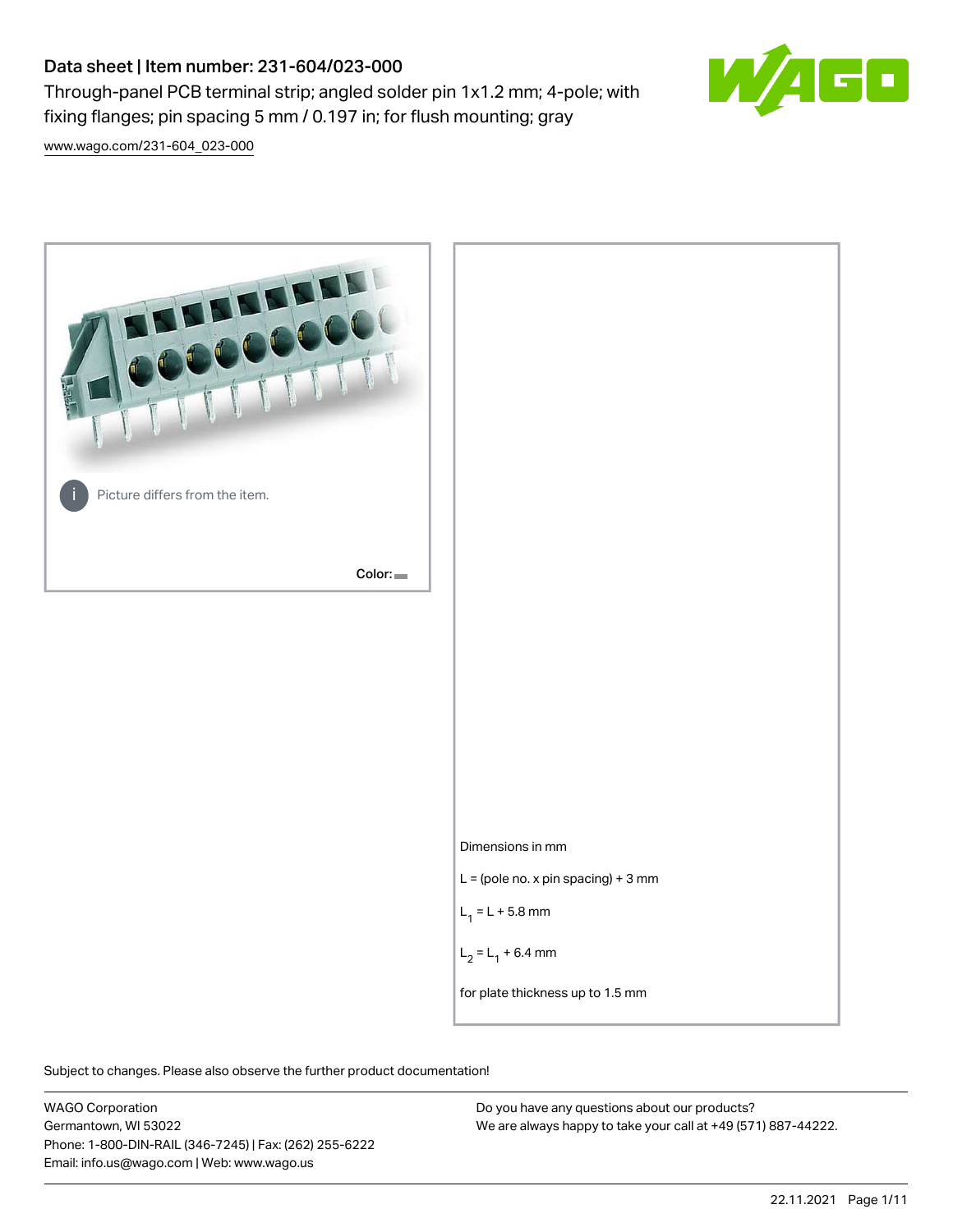# Data sheet | Item number: 231-604/023-000

Through-panel PCB terminal strip; angled solder pin 1x1.2 mm; 4-pole; with fixing flanges; pin spacing 5 mm / 0.197 in; for flush mounting; gray

www.wago.com/231-604_023-000

Picture differs from the item.

Color:

Dimensions in mm

L = (pole no. x pin spacing) + 3 mm

$L_1$ = L + 5.8 mm

$L_2$ = $L_1$ + 6.4 mm

for plate thickness up to 1.5 mm

Subject to changes. Please also observe the further product documentation!

WAGO Corporation
Germantown, WI 53022
Phone: 1-800-DIN-RAIL (346-7245) | Fax: (262) 255-6222
Email: info.us@wago.com | Web: www.wago.us

Do you have any questions about our products?
We are always happy to take your call at +49 (571) 887-44222.

22.11.2021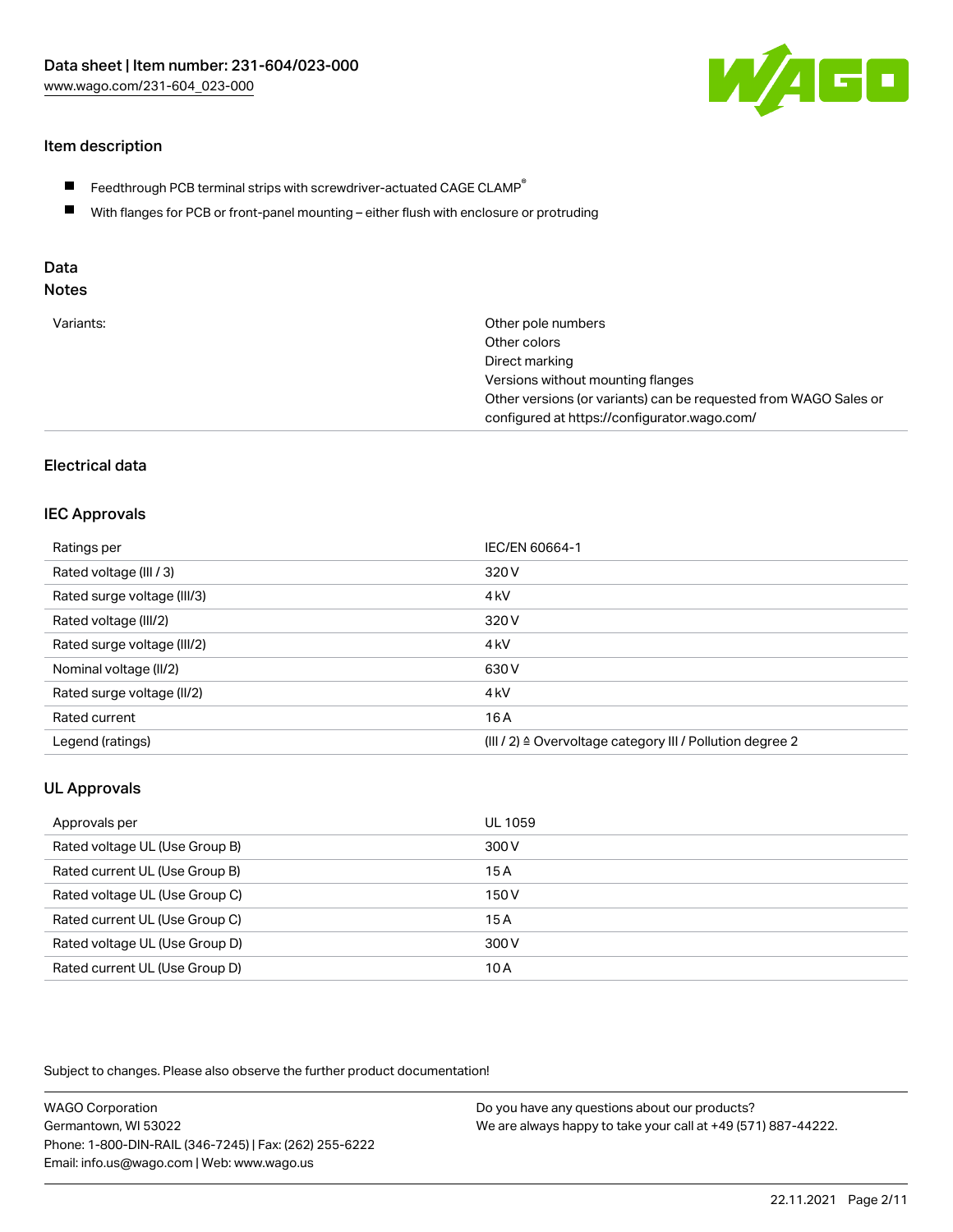## Item description

- Feedthrough PCB terminal strips with screwdriver-actuated CAGE CLAMP®
- With flanges for PCB or front-panel mounting – either flush with enclosure or protruding

## Data

### Notes

| | |
|---|---|
| Variants: | Other pole numbers<br>Other colors<br>Direct marking<br>Versions without mounting flanges<br>Other versions (or variants) can be requested from WAGO Sales or configured at https://configurator.wago.com/ |

## Electrical data

### IEC Approvals

| | |
|---|---|
| Ratings per | IEC/EN 60664-1 |
| Rated voltage (III / 3) | 320 V |
| Rated surge voltage (III/3) | 4 kV |
| Rated voltage (III/2) | 320 V |
| Rated surge voltage (III/2) | 4 kV |
| Nominal voltage (II/2) | 630 V |
| Rated surge voltage (II/2) | 4 kV |
| Rated current | 16 A |
| Legend (ratings) | (III / 2) ≙ Overvoltage category III / Pollution degree 2 |

### UL Approvals

| | |
|---|---|
| Approvals per | UL 1059 |
| Rated voltage UL (Use Group B) | 300 V |
| Rated current UL (Use Group B) | 15 A |
| Rated voltage UL (Use Group C) | 150 V |
| Rated current UL (Use Group C) | 15 A |
| Rated voltage UL (Use Group D) | 300 V |
| Rated current UL (Use Group D) | 10 A |

Subject to changes. Please also observe the further product documentation!

WAGO Corporation
Germantown, WI 53022
Phone: 1-800-DIN-RAIL (346-7245) | Fax: (262) 255-6222
Email: info.us@wago.com | Web: www.wago.us

Do you have any questions about our products?
We are always happy to take your call at +49 (571) 887-44222.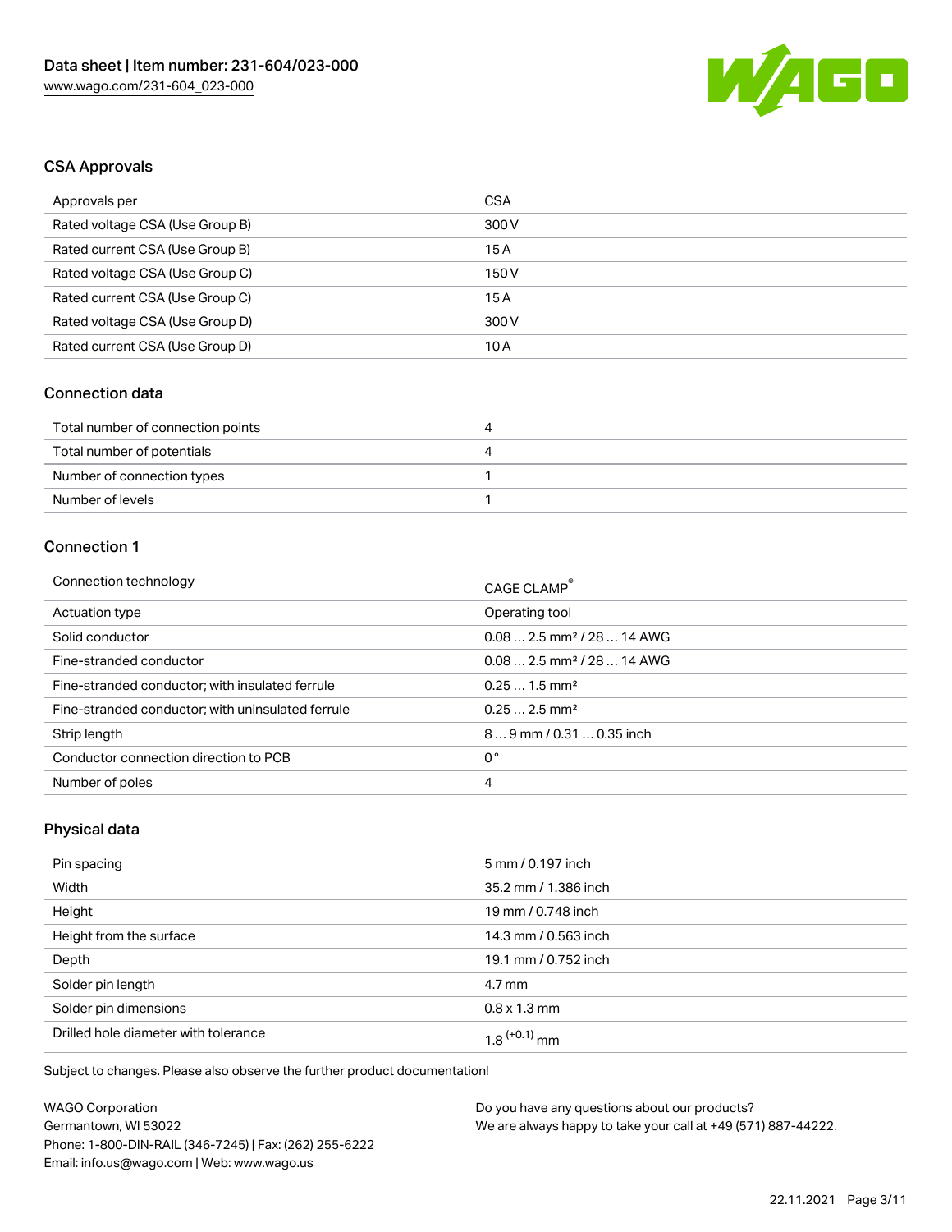## CSA Approvals

| Approvals per | CSA |
|---|---|
| Rated voltage CSA (Use Group B) | 300 V |
| Rated current CSA (Use Group B) | 15 A |
| Rated voltage CSA (Use Group C) | 150 V |
| Rated current CSA (Use Group C) | 15 A |
| Rated voltage CSA (Use Group D) | 300 V |
| Rated current CSA (Use Group D) | 10 A |

## Connection data

| Total number of connection points | 4 |
|---|---|
| Total number of potentials | 4 |
| Number of connection types | 1 |
| Number of levels | 1 |

## Connection 1

| Connection technology | CAGE CLAMP® |
|---|---|
| Actuation type | Operating tool |
| Solid conductor | 0.08 … 2.5 mm² / 28 … 14 AWG |
| Fine-stranded conductor | 0.08 … 2.5 mm² / 28 … 14 AWG |
| Fine-stranded conductor; with insulated ferrule | 0.25 … 1.5 mm² |
| Fine-stranded conductor; with uninsulated ferrule | 0.25 … 2.5 mm² |
| Strip length | 8 … 9 mm / 0.31 … 0.35 inch |
| Conductor connection direction to PCB | 0° |
| Number of poles | 4 |

## Physical data

| Pin spacing | 5 mm / 0.197 inch |
|---|---|
| Width | 35.2 mm / 1.386 inch |
| Height | 19 mm / 0.748 inch |
| Height from the surface | 14.3 mm / 0.563 inch |
| Depth | 19.1 mm / 0.752 inch |
| Solder pin length | 4.7 mm |
| Solder pin dimensions | 0.8 x 1.3 mm |
| Drilled hole diameter with tolerance | $1.8^{(+0.1)}$ mm |

Subject to changes. Please also observe the further product documentation!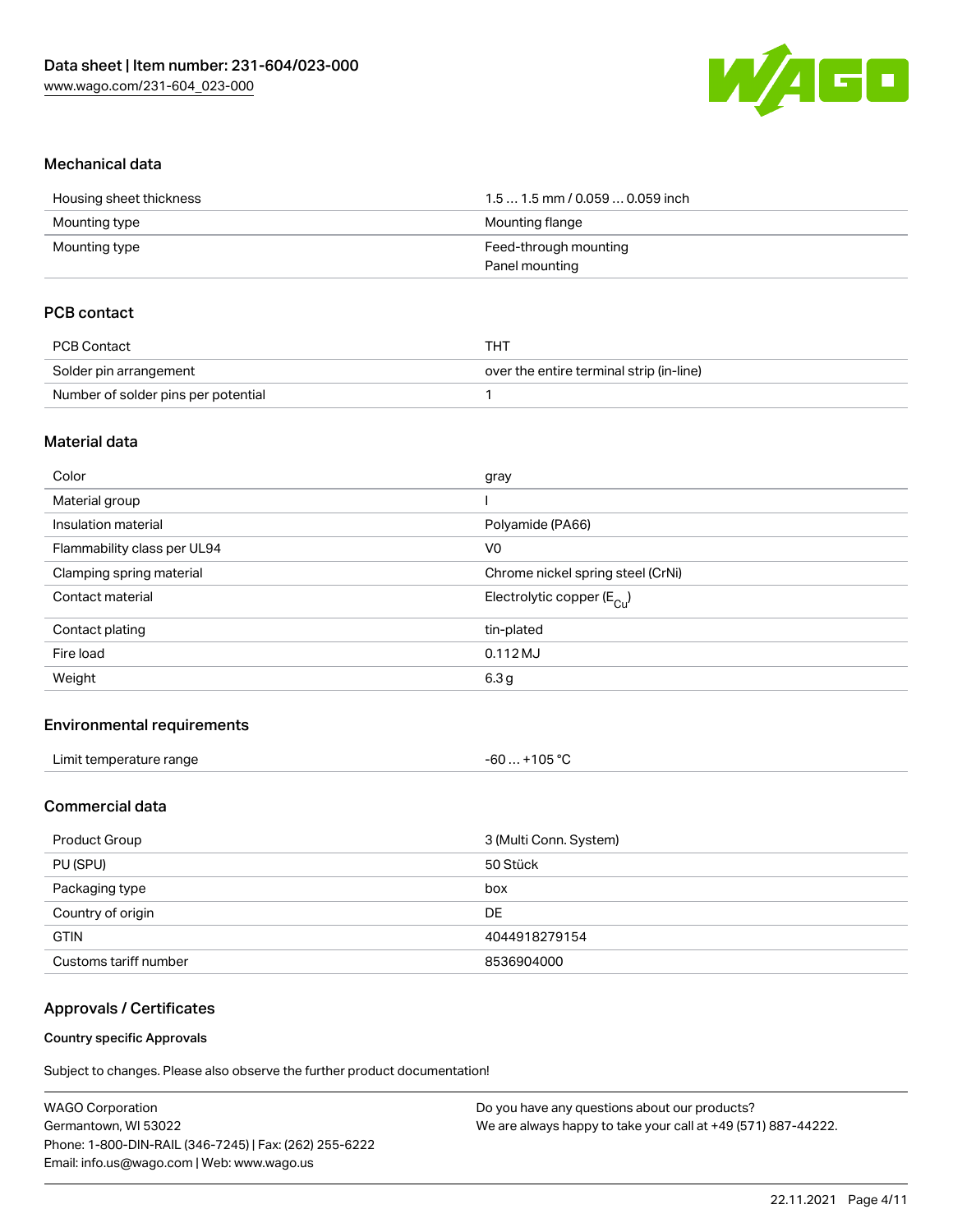## Mechanical data

| | |
|---|---|
| Housing sheet thickness | 1.5 … 1.5 mm / 0.059 … 0.059 inch |
| Mounting type | Mounting flange |
| Mounting type | Feed-through mounting<br>Panel mounting |

## PCB contact

| | |
|---|---|
| PCB Contact | THT |
| Solder pin arrangement | over the entire terminal strip (in-line) |
| Number of solder pins per potential | 1 |

## Material data

| | |
|---|---|
| Color | gray |
| Material group | I |
| Insulation material | Polyamide (PA66) |
| Flammability class per UL94 | V0 |
| Clamping spring material | Chrome nickel spring steel (CrNi) |
| Contact material | Electrolytic copper ($E_{Cu}$) |
| Contact plating | tin-plated |
| Fire load | 0.112 MJ |
| Weight | 6.3 g |

## Environmental requirements

| | |
|---|---|
| Limit temperature range | -60 … +105 °C |

## Commercial data

| | |
|---|---|
| Product Group | 3 (Multi Conn. System) |
| PU (SPU) | 50 Stück |
| Packaging type | box |
| Country of origin | DE |
| GTIN | 4044918279154 |
| Customs tariff number | 8536904000 |

## Approvals / Certificates

#### Country specific Approvals

Subject to changes. Please also observe the further product documentation!

WAGO Corporation
Germantown, WI 53022
Phone: 1-800-DIN-RAIL (346-7245) | Fax: (262) 255-6222
Email: info.us@wago.com | Web: www.wago.us

Do you have any questions about our products?
We are always happy to take your call at +49 (571) 887-44222.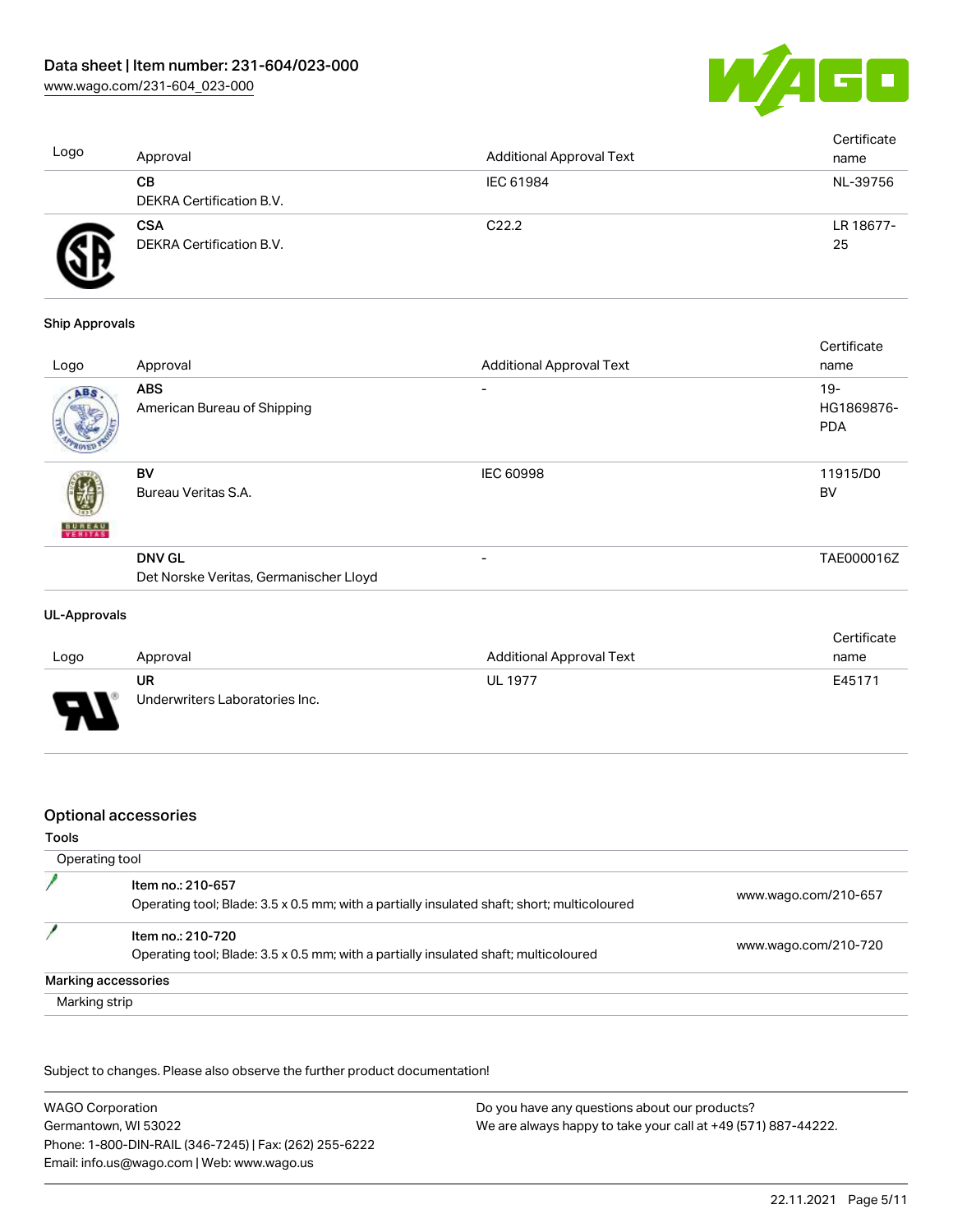| Logo | Approval | Additional Approval Text | Certificate name |
| --- | --- | --- | --- |
| | **CB** DEKRA Certification B.V. | IEC 61984 | NL-39756 |
| | **CSA** DEKRA Certification B.V. | C22.2 | LR 18677-25 |

**Ship Approvals**

| Logo | Approval | Additional Approval Text | Certificate name |
| --- | --- | --- | --- |
| | **ABS** American Bureau of Shipping | - | 19-HG1869876-PDA |
| | **BV** Bureau Veritas S.A. | IEC 60998 | 11915/D0 BV |
| | **DNV GL** Det Norske Veritas, Germanischer Lloyd | - | TAE000016Z |

**UL-Approvals**

| Logo | Approval | Additional Approval Text | Certificate name |
| --- | --- | --- | --- |
| | **UR** Underwriters Laboratories Inc. | UL 1977 | E45171 |

## Optional accessories

**Tools**

Operating tool

| | | |
| --- | --- | --- |
| | **Item no.: 210-657** Operating tool; Blade: 3.5 x 0.5 mm; with a partially insulated shaft; short; multicoloured | www.wago.com/210-657 |
| | **Item no.: 210-720** Operating tool; Blade: 3.5 x 0.5 mm; with a partially insulated shaft; multicoloured | www.wago.com/210-720 |

**Marking accessories**

Marking strip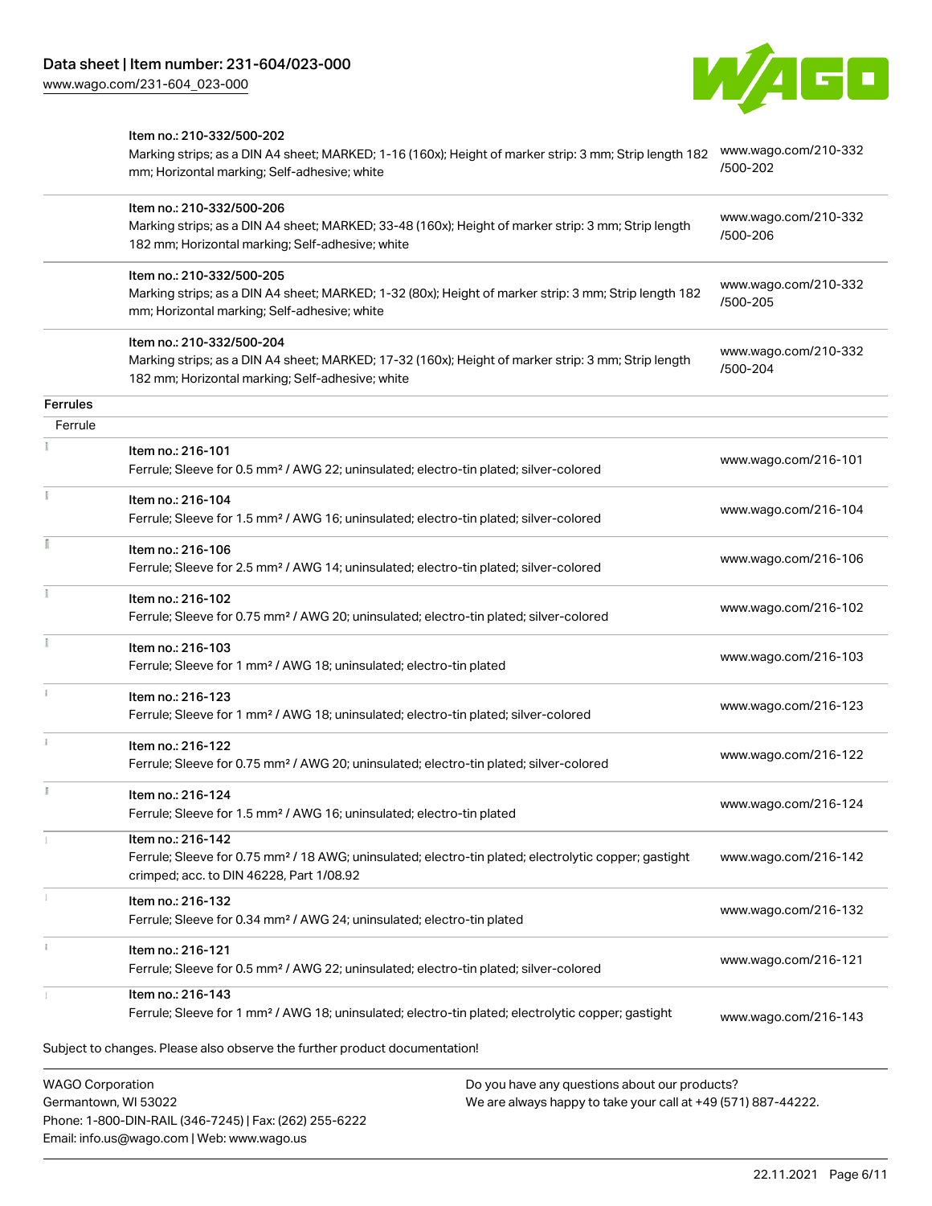| | | |
|---|---|---|
| | Item no.: 210-332/500-202<br>Marking strips; as a DIN A4 sheet; MARKED; 1-16 (160x); Height of marker strip: 3 mm; Strip length 182 mm; Horizontal marking; Self-adhesive; white | www.wago.com/210-332/500-202 |
| | Item no.: 210-332/500-206<br>Marking strips; as a DIN A4 sheet; MARKED; 33-48 (160x); Height of marker strip: 3 mm; Strip length 182 mm; Horizontal marking; Self-adhesive; white | www.wago.com/210-332/500-206 |
| | Item no.: 210-332/500-205<br>Marking strips; as a DIN A4 sheet; MARKED; 1-32 (80x); Height of marker strip: 3 mm; Strip length 182 mm; Horizontal marking; Self-adhesive; white | www.wago.com/210-332/500-205 |
| | Item no.: 210-332/500-204<br>Marking strips; as a DIN A4 sheet; MARKED; 17-32 (160x); Height of marker strip: 3 mm; Strip length 182 mm; Horizontal marking; Self-adhesive; white | www.wago.com/210-332/500-204 |

**Ferrules**

Ferrule

| | | |
|---|---|---|
| | Item no.: 216-101<br>Ferrule; Sleeve for 0.5 mm² / AWG 22; uninsulated; electro-tin plated; silver-colored | www.wago.com/216-101 |
| | Item no.: 216-104<br>Ferrule; Sleeve for 1.5 mm² / AWG 16; uninsulated; electro-tin plated; silver-colored | www.wago.com/216-104 |
| | Item no.: 216-106<br>Ferrule; Sleeve for 2.5 mm² / AWG 14; uninsulated; electro-tin plated; silver-colored | www.wago.com/216-106 |
| | Item no.: 216-102<br>Ferrule; Sleeve for 0.75 mm² / AWG 20; uninsulated; electro-tin plated; silver-colored | www.wago.com/216-102 |
| | Item no.: 216-103<br>Ferrule; Sleeve for 1 mm² / AWG 18; uninsulated; electro-tin plated | www.wago.com/216-103 |
| | Item no.: 216-123<br>Ferrule; Sleeve for 1 mm² / AWG 18; uninsulated; electro-tin plated; silver-colored | www.wago.com/216-123 |
| | Item no.: 216-122<br>Ferrule; Sleeve for 0.75 mm² / AWG 20; uninsulated; electro-tin plated; silver-colored | www.wago.com/216-122 |
| | Item no.: 216-124<br>Ferrule; Sleeve for 1.5 mm² / AWG 16; uninsulated; electro-tin plated | www.wago.com/216-124 |
| | Item no.: 216-142<br>Ferrule; Sleeve for 0.75 mm² / 18 AWG; uninsulated; electro-tin plated; electrolytic copper; gastight crimped; acc. to DIN 46228, Part 1/08.92 | www.wago.com/216-142 |
| | Item no.: 216-132<br>Ferrule; Sleeve for 0.34 mm² / AWG 24; uninsulated; electro-tin plated | www.wago.com/216-132 |
| | Item no.: 216-121<br>Ferrule; Sleeve for 0.5 mm² / AWG 22; uninsulated; electro-tin plated; silver-colored | www.wago.com/216-121 |
| | Item no.: 216-143<br>Ferrule; Sleeve for 1 mm² / AWG 18; uninsulated; electro-tin plated; electrolytic copper; gastight | www.wago.com/216-143 |

Subject to changes. Please also observe the further product documentation!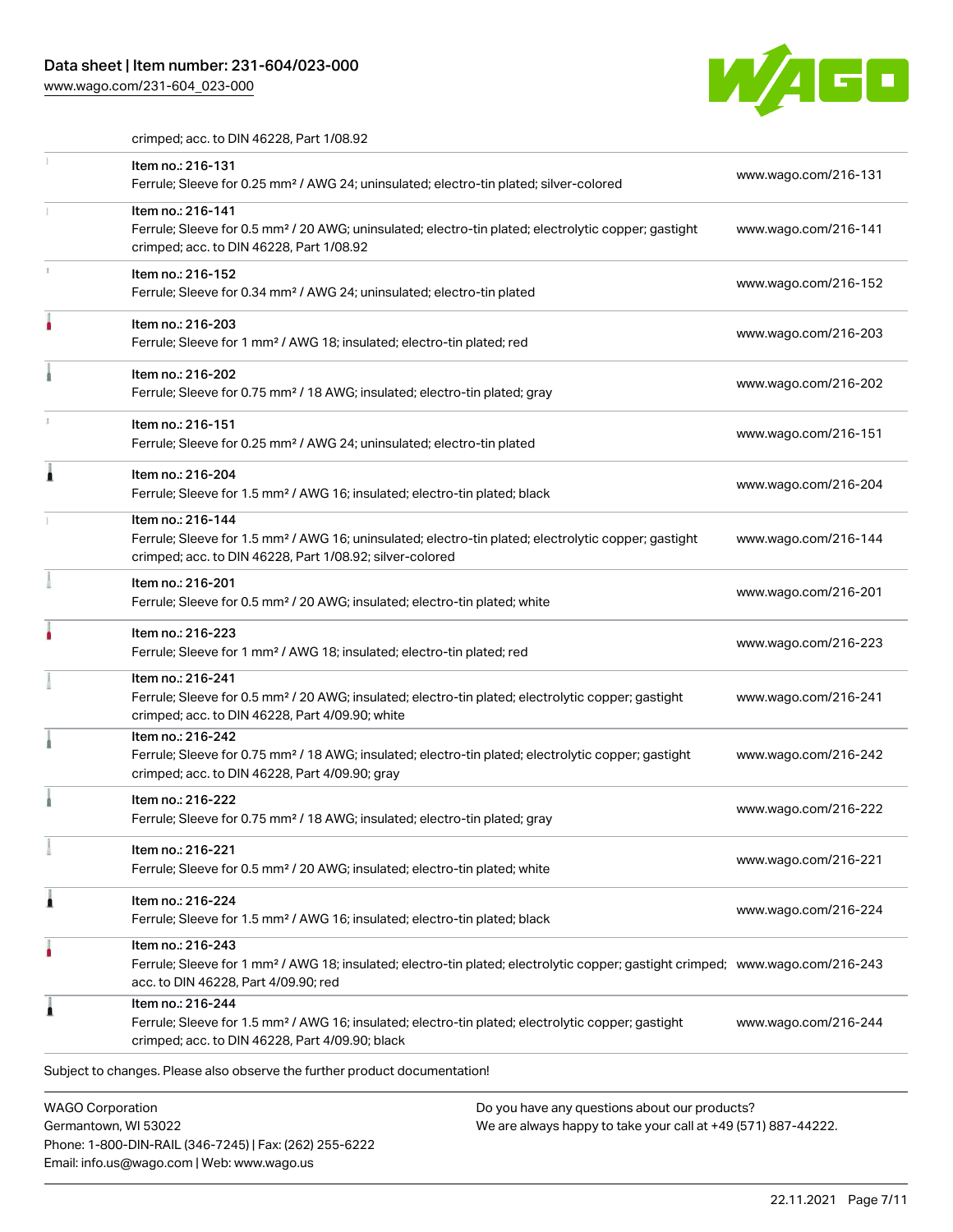crimped; acc. to DIN 46228, Part 1/08.92

| | | |
|---|---|---|
| | Item no.: 216-131<br>Ferrule; Sleeve for 0.25 mm² / AWG 24; uninsulated; electro-tin plated; silver-colored | www.wago.com/216-131 |
| | Item no.: 216-141<br>Ferrule; Sleeve for 0.5 mm² / 20 AWG; uninsulated; electro-tin plated; electrolytic copper; gastight crimped; acc. to DIN 46228, Part 1/08.92 | www.wago.com/216-141 |
| | Item no.: 216-152<br>Ferrule; Sleeve for 0.34 mm² / AWG 24; uninsulated; electro-tin plated | www.wago.com/216-152 |
| | Item no.: 216-203<br>Ferrule; Sleeve for 1 mm² / AWG 18; insulated; electro-tin plated; red | www.wago.com/216-203 |
| | Item no.: 216-202<br>Ferrule; Sleeve for 0.75 mm² / 18 AWG; insulated; electro-tin plated; gray | www.wago.com/216-202 |
| | Item no.: 216-151<br>Ferrule; Sleeve for 0.25 mm² / AWG 24; uninsulated; electro-tin plated | www.wago.com/216-151 |
| | Item no.: 216-204<br>Ferrule; Sleeve for 1.5 mm² / AWG 16; insulated; electro-tin plated; black | www.wago.com/216-204 |
| | Item no.: 216-144<br>Ferrule; Sleeve for 1.5 mm² / AWG 16; uninsulated; electro-tin plated; electrolytic copper; gastight crimped; acc. to DIN 46228, Part 1/08.92; silver-colored | www.wago.com/216-144 |
| | Item no.: 216-201<br>Ferrule; Sleeve for 0.5 mm² / 20 AWG; insulated; electro-tin plated; white | www.wago.com/216-201 |
| | Item no.: 216-223<br>Ferrule; Sleeve for 1 mm² / AWG 18; insulated; electro-tin plated; red | www.wago.com/216-223 |
| | Item no.: 216-241<br>Ferrule; Sleeve for 0.5 mm² / 20 AWG; insulated; electro-tin plated; electrolytic copper; gastight crimped; acc. to DIN 46228, Part 4/09.90; white | www.wago.com/216-241 |
| | Item no.: 216-242<br>Ferrule; Sleeve for 0.75 mm² / 18 AWG; insulated; electro-tin plated; electrolytic copper; gastight crimped; acc. to DIN 46228, Part 4/09.90; gray | www.wago.com/216-242 |
| | Item no.: 216-222<br>Ferrule; Sleeve for 0.75 mm² / 18 AWG; insulated; electro-tin plated; gray | www.wago.com/216-222 |
| | Item no.: 216-221<br>Ferrule; Sleeve for 0.5 mm² / 20 AWG; insulated; electro-tin plated; white | www.wago.com/216-221 |
| | Item no.: 216-224<br>Ferrule; Sleeve for 1.5 mm² / AWG 16; insulated; electro-tin plated; black | www.wago.com/216-224 |
| | Item no.: 216-243<br>Ferrule; Sleeve for 1 mm² / AWG 18; insulated; electro-tin plated; electrolytic copper; gastight crimped; acc. to DIN 46228, Part 4/09.90; red | www.wago.com/216-243 |
| | Item no.: 216-244<br>Ferrule; Sleeve for 1.5 mm² / AWG 16; insulated; electro-tin plated; electrolytic copper; gastight crimped; acc. to DIN 46228, Part 4/09.90; black | www.wago.com/216-244 |

Subject to changes. Please also observe the further product documentation!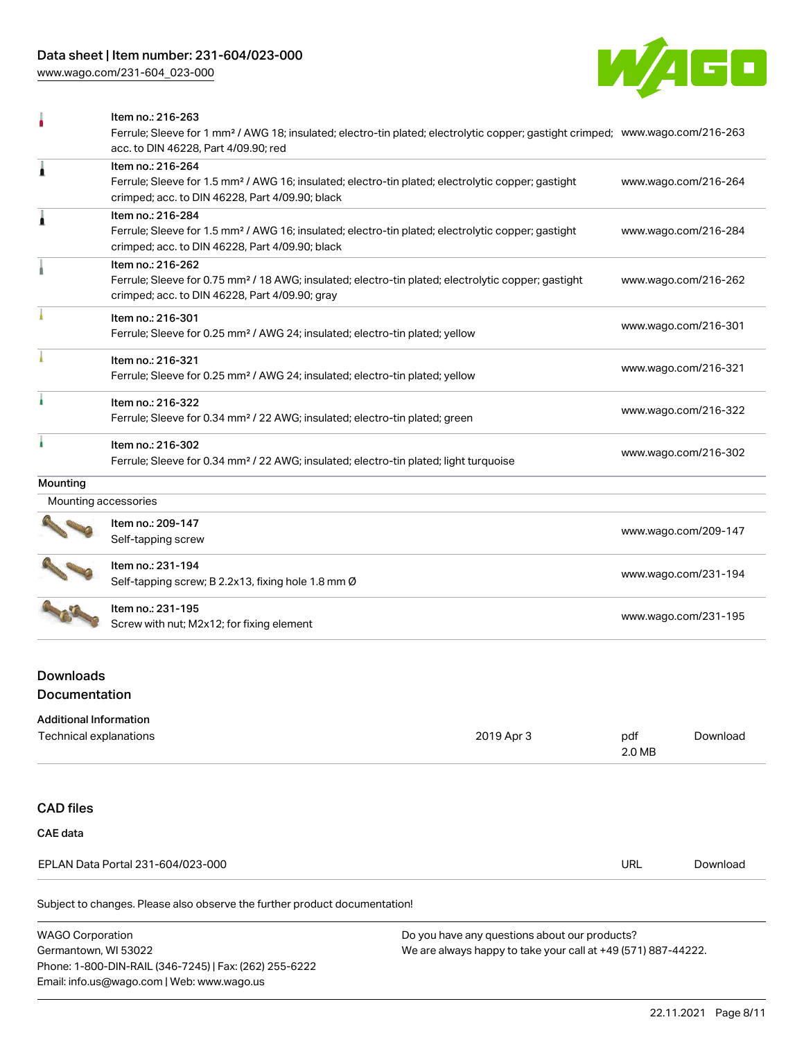| Item | URL |
| --- | --- |
| Item no.: 216-263<br>Ferrule; Sleeve for 1 mm² / AWG 18; insulated; electro-tin plated; electrolytic copper; gastight crimped; acc. to DIN 46228, Part 4/09.90; red | www.wago.com/216-263 |
| Item no.: 216-264<br>Ferrule; Sleeve for 1.5 mm² / AWG 16; insulated; electro-tin plated; electrolytic copper; gastight crimped; acc. to DIN 46228, Part 4/09.90; black | www.wago.com/216-264 |
| Item no.: 216-284<br>Ferrule; Sleeve for 1.5 mm² / AWG 16; insulated; electro-tin plated; electrolytic copper; gastight crimped; acc. to DIN 46228, Part 4/09.90; black | www.wago.com/216-284 |
| Item no.: 216-262<br>Ferrule; Sleeve for 0.75 mm² / 18 AWG; insulated; electro-tin plated; electrolytic copper; gastight crimped; acc. to DIN 46228, Part 4/09.90; gray | www.wago.com/216-262 |
| Item no.: 216-301<br>Ferrule; Sleeve for 0.25 mm² / AWG 24; insulated; electro-tin plated; yellow | www.wago.com/216-301 |
| Item no.: 216-321<br>Ferrule; Sleeve for 0.25 mm² / AWG 24; insulated; electro-tin plated; yellow | www.wago.com/216-321 |
| Item no.: 216-322<br>Ferrule; Sleeve for 0.34 mm² / 22 AWG; insulated; electro-tin plated; green | www.wago.com/216-322 |
| Item no.: 216-302<br>Ferrule; Sleeve for 0.34 mm² / 22 AWG; insulated; electro-tin plated; light turquoise | www.wago.com/216-302 |

## Mounting

Mounting accessories

| Item | URL |
| --- | --- |
| Item no.: 209-147<br>Self-tapping screw | www.wago.com/209-147 |
| Item no.: 231-194<br>Self-tapping screw; B 2.2x13, fixing hole 1.8 mm Ø | www.wago.com/231-194 |
| Item no.: 231-195<br>Screw with nut; M2x12; for fixing element | www.wago.com/231-195 |

## Downloads

### Documentation

**Additional Information**

| | | | |
| --- | --- | --- | --- |
| Technical explanations | 2019 Apr 3 | pdf<br>2.0 MB | Download |

## CAD files

**CAE data**

| | | |
| --- | --- | --- |
| EPLAN Data Portal 231-604/023-000 | URL | Download |

Subject to changes. Please also observe the further product documentation!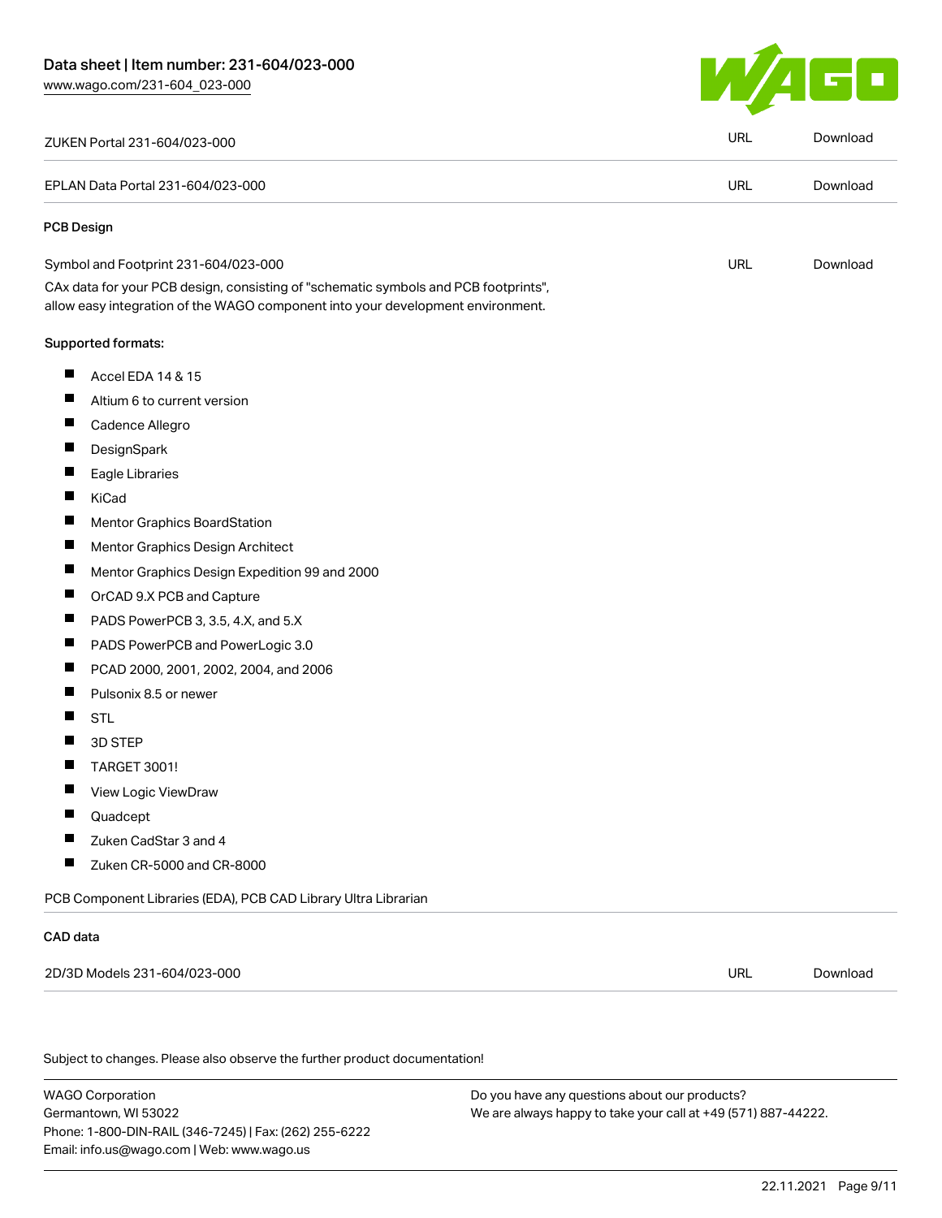| ZUKEN Portal 231-604/023-000 | URL | Download |
| --- | --- | --- |
| EPLAN Data Portal 231-604/023-000 | URL | Download |

### PCB Design

| Symbol and Footprint 231-604/023-000 | URL | Download |
| --- | --- | --- |

CAx data for your PCB design, consisting of "schematic symbols and PCB footprints", allow easy integration of the WAGO component into your development environment.

Supported formats:

- Accel EDA 14 & 15
- Altium 6 to current version
- Cadence Allegro
- DesignSpark
- Eagle Libraries
- KiCad
- Mentor Graphics BoardStation
- Mentor Graphics Design Architect
- Mentor Graphics Design Expedition 99 and 2000
- OrCAD 9.X PCB and Capture
- PADS PowerPCB 3, 3.5, 4.X, and 5.X
- PADS PowerPCB and PowerLogic 3.0
- PCAD 2000, 2001, 2002, 2004, and 2006
- Pulsonix 8.5 or newer
- STL
- 3D STEP
- TARGET 3001!
- View Logic ViewDraw
- Quadcept
- Zuken CadStar 3 and 4
- Zuken CR-5000 and CR-8000

PCB Component Libraries (EDA), PCB CAD Library Ultra Librarian

### CAD data

| 2D/3D Models 231-604/023-000 | URL | Download |
| --- | --- | --- |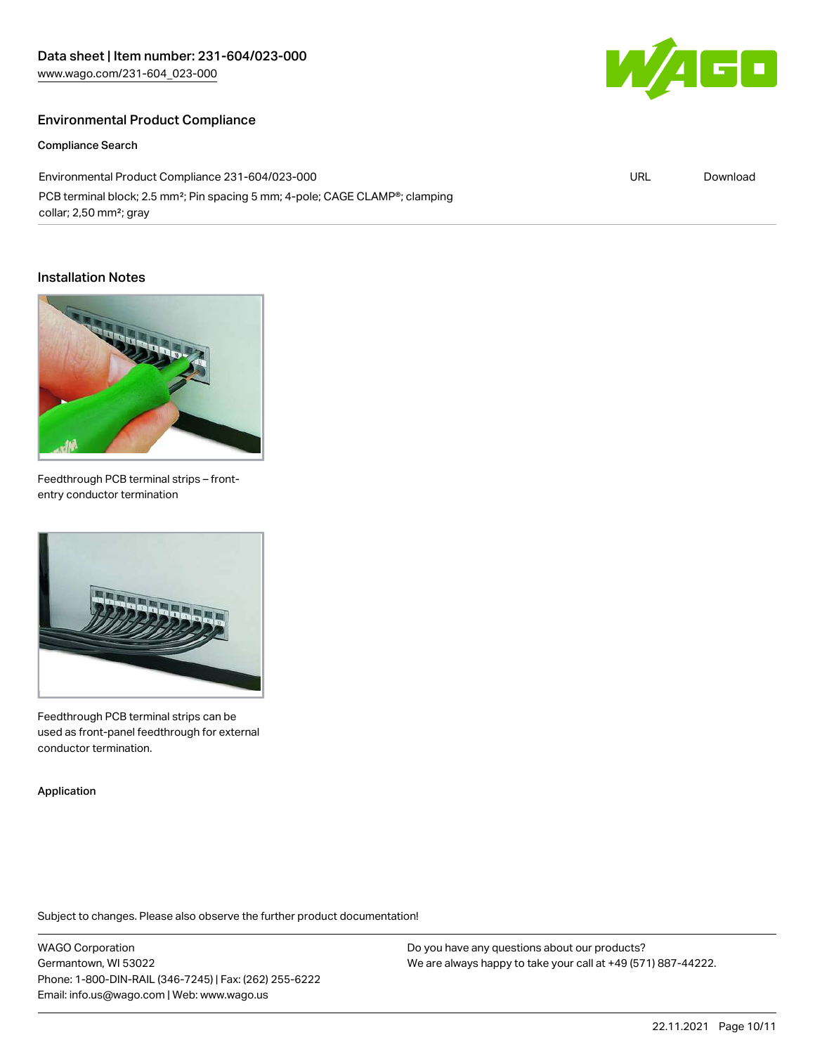## Environmental Product Compliance

### Compliance Search

| | | |
|---|---|---|
| Environmental Product Compliance 231-604/023-000<br>PCB terminal block; 2.5 mm²; Pin spacing 5 mm; 4-pole; CAGE CLAMP®; clamping collar; 2,50 mm²; gray | URL | Download |

## Installation Notes

Feedthrough PCB terminal strips – front-entry conductor termination

Feedthrough PCB terminal strips can be used as front-panel feedthrough for external conductor termination.

### Application

Subject to changes. Please also observe the further product documentation!

WAGO Corporation
Germantown, WI 53022
Phone: 1-800-DIN-RAIL (346-7245) | Fax: (262) 255-6222
Email: info.us@wago.com | Web: www.wago.us

Do you have any questions about our products?
We are always happy to take your call at +49 (571) 887-44222.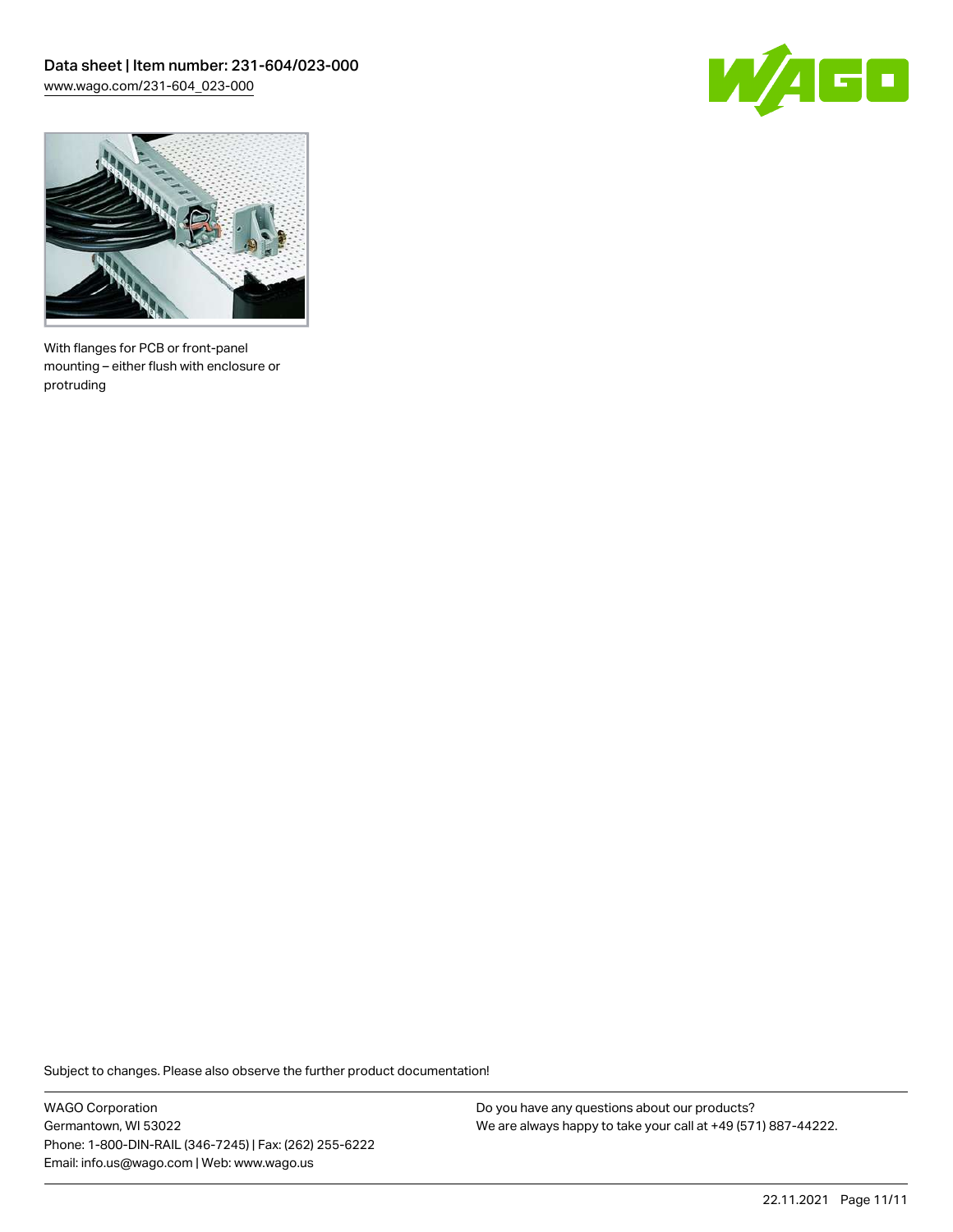With flanges for PCB or front-panel mounting – either flush with enclosure or protruding

Subject to changes. Please also observe the further product documentation!

WAGO Corporation
Germantown, WI 53022
Phone: 1-800-DIN-RAIL (346-7245) | Fax: (262) 255-6222
Email: info.us@wago.com | Web: www.wago.us

Do you have any questions about our products?
We are always happy to take your call at +49 (571) 887-44222.